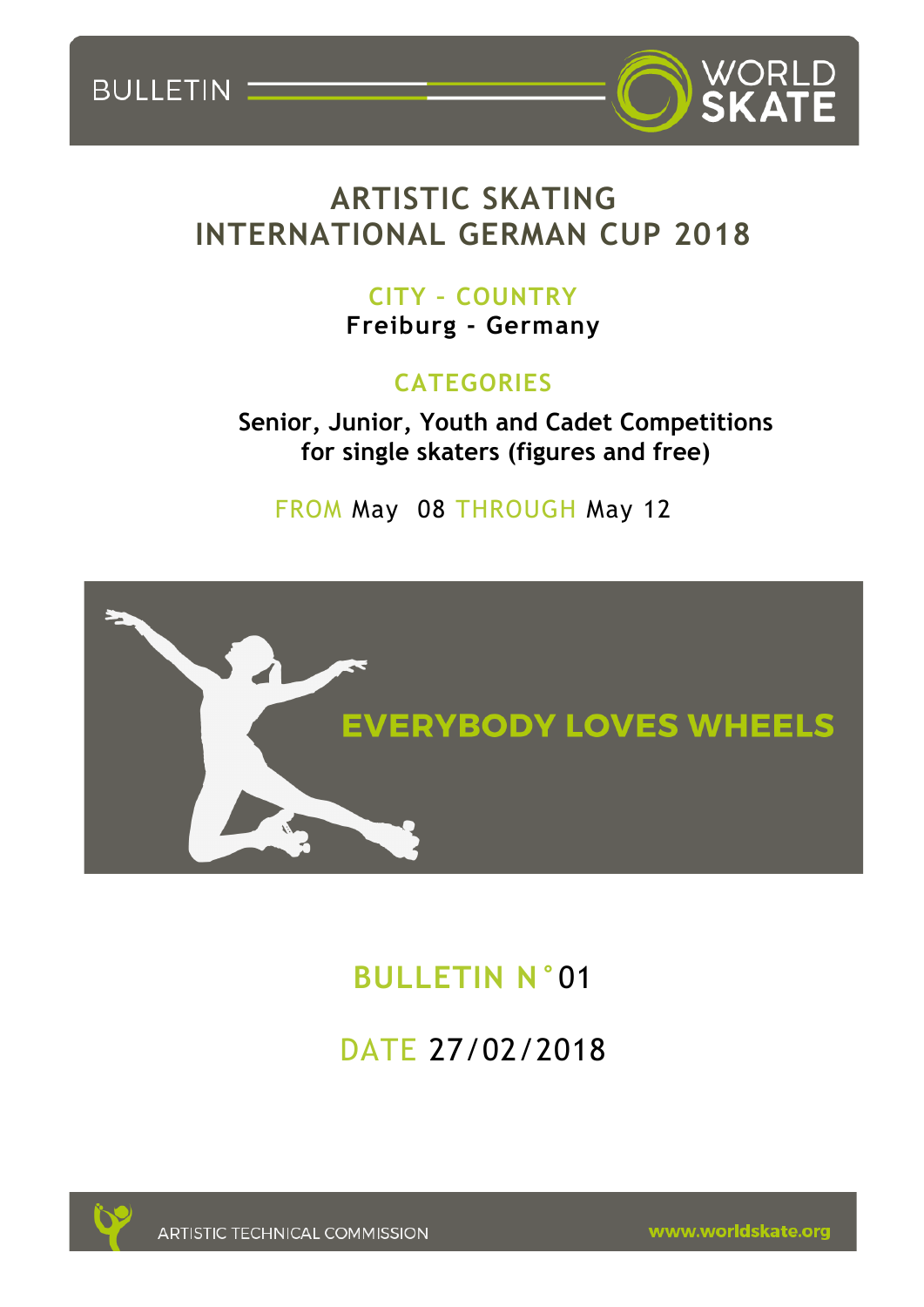BULLETIN

WORLD SKATE

# ARTISTIC SKATING
# INTERNATIONAL GERMAN CUP 2018

## CITY - COUNTRY

**Freiburg - Germany**

## CATEGORIES

**Senior, Junior, Youth and Cadet Competitions for single skaters (figures and free)**

FROM May 08 THROUGH May 12

EVERYBODY LOVES WHEELS

## BULLETIN N°01

DATE 27/02/2018

ARTISTIC TECHNICAL COMMISSION

www.worldskate.org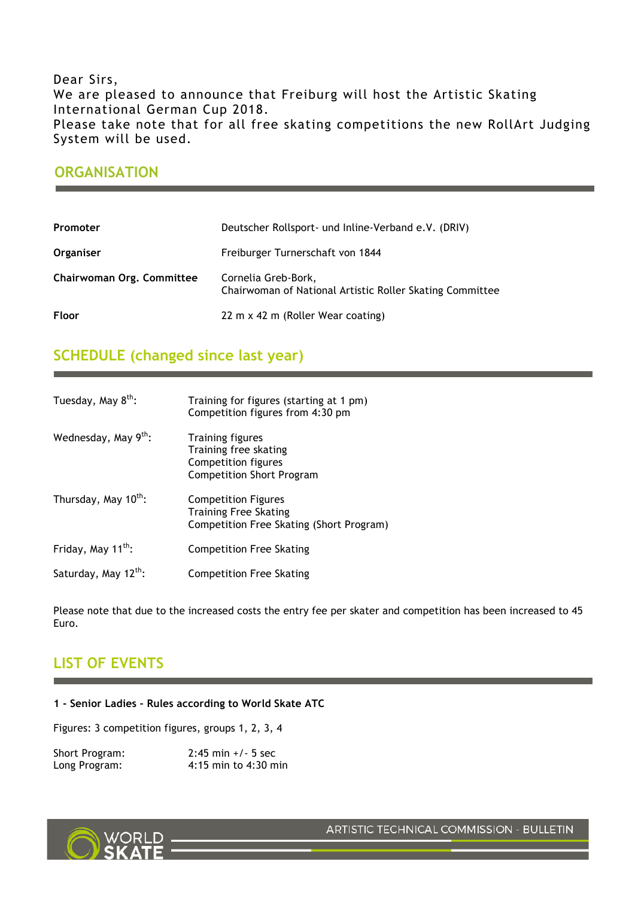Dear Sirs,
We are pleased to announce that Freiburg will host the Artistic Skating International German Cup 2018.
Please take note that for all free skating competitions the new RollArt Judging System will be used.

## ORGANISATION

| | |
|---|---|
| **Promoter** | Deutscher Rollsport- und Inline-Verband e.V. (DRIV) |
| **Organiser** | Freiburger Turnerschaft von 1844 |
| **Chairwoman Org. Committee** | Cornelia Greb-Bork, Chairwoman of National Artistic Roller Skating Committee |
| **Floor** | 22 m x 42 m (Roller Wear coating) |

## SCHEDULE (changed since last year)

| | |
|---|---|
| Tuesday, May 8th: | Training for figures (starting at 1 pm)<br>Competition figures from 4:30 pm |
| Wednesday, May 9th: | Training figures<br>Training free skating<br>Competition figures<br>Competition Short Program |
| Thursday, May 10th: | Competition Figures<br>Training Free Skating<br>Competition Free Skating (Short Program) |
| Friday, May 11th: | Competition Free Skating |
| Saturday, May 12th: | Competition Free Skating |

Please note that due to the increased costs the entry fee per skater and competition has been increased to 45 Euro.

## LIST OF EVENTS

**1 - Senior Ladies - Rules according to World Skate ATC**

Figures: 3 competition figures, groups 1, 2, 3, 4

| | |
|---|---|
| Short Program: | 2:45 min +/- 5 sec |
| Long Program: | 4:15 min to 4:30 min |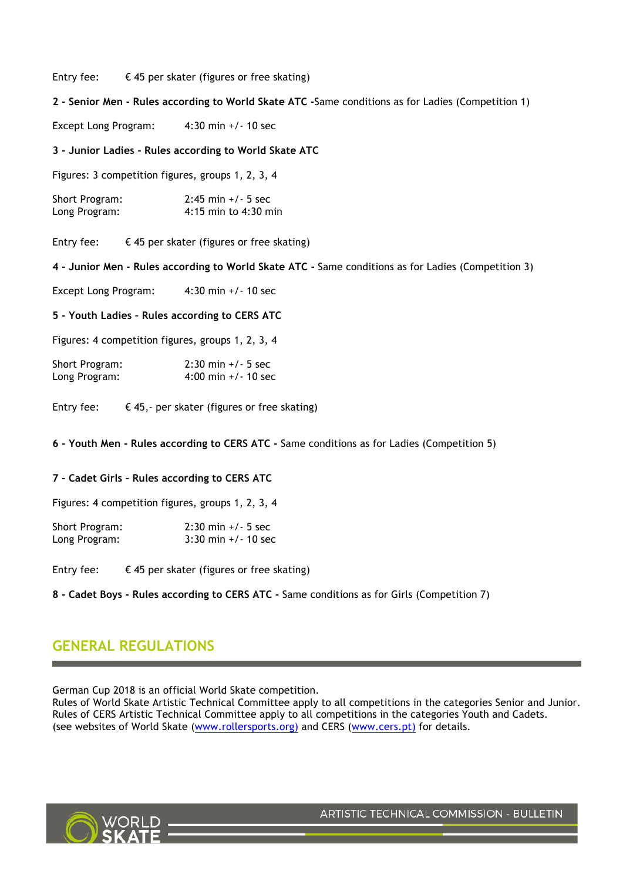Entry fee: € 45 per skater (figures or free skating)

**2 - Senior Men - Rules according to World Skate ATC -**Same conditions as for Ladies (Competition 1)

Except Long Program: 4:30 min +/- 10 sec

**3 - Junior Ladies - Rules according to World Skate ATC**

Figures: 3 competition figures, groups 1, 2, 3, 4

Short Program: 2:45 min +/- 5 sec
Long Program: 4:15 min to 4:30 min

Entry fee: € 45 per skater (figures or free skating)

**4 - Junior Men - Rules according to World Skate ATC -** Same conditions as for Ladies (Competition 3)

Except Long Program: 4:30 min +/- 10 sec

**5 - Youth Ladies – Rules according to CERS ATC**

Figures: 4 competition figures, groups 1, 2, 3, 4

Short Program: 2:30 min +/- 5 sec
Long Program: 4:00 min +/- 10 sec

Entry fee: € 45,- per skater (figures or free skating)

**6 - Youth Men - Rules according to CERS ATC -** Same conditions as for Ladies (Competition 5)

**7 - Cadet Girls - Rules according to CERS ATC**

Figures: 4 competition figures, groups 1, 2, 3, 4

Short Program: 2:30 min +/- 5 sec
Long Program: 3:30 min +/- 10 sec

Entry fee: € 45 per skater (figures or free skating)

**8 - Cadet Boys - Rules according to CERS ATC -** Same conditions as for Girls (Competition 7)

## GENERAL REGULATIONS

German Cup 2018 is an official World Skate competition.
Rules of World Skate Artistic Technical Committee apply to all competitions in the categories Senior and Junior.
Rules of CERS Artistic Technical Committee apply to all competitions in the categories Youth and Cadets.
(see websites of World Skate (www.rollersports.org) and CERS (www.cers.pt) for details.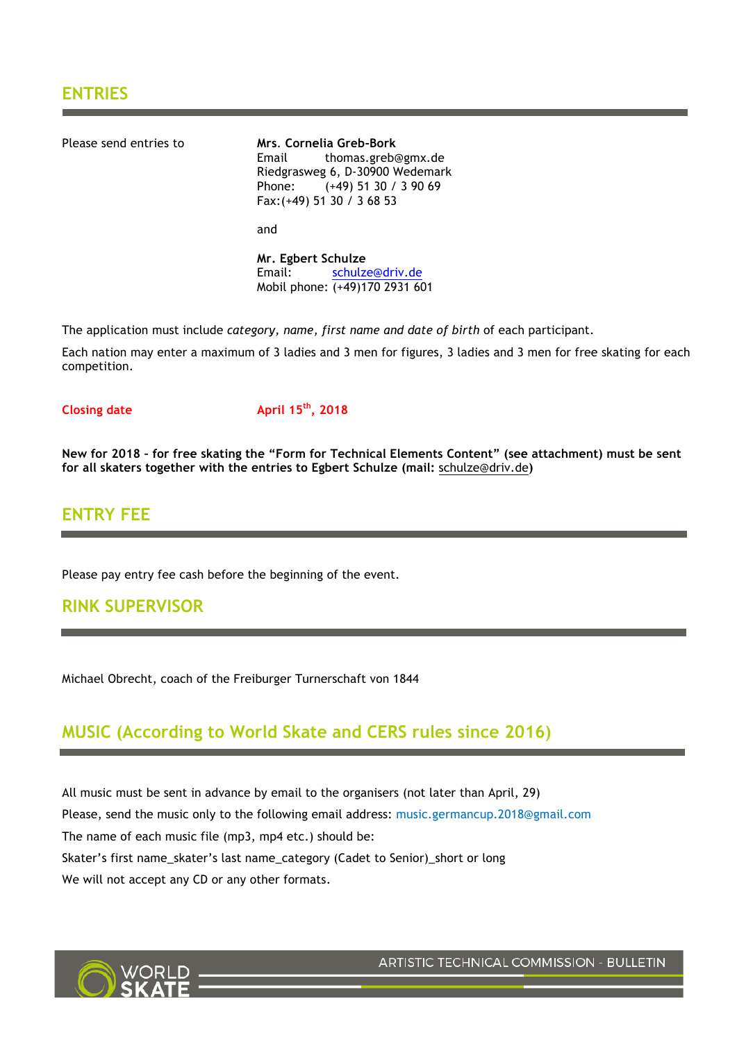## ENTRIES

Please send entries to

**Mrs. Cornelia Greb-Bork**
Email thomas.greb@gmx.de
Riedgrasweg 6, D-30900 Wedemark
Phone: (+49) 51 30 / 3 90 69
Fax:(+49) 51 30 / 3 68 53

and

**Mr. Egbert Schulze**
Email: schulze@driv.de
Mobil phone: (+49)170 2931 601

The application must include *category, name, first name and date of birth* of each participant.

Each nation may enter a maximum of 3 ladies and 3 men for figures, 3 ladies and 3 men for free skating for each competition.

**Closing date** **April 15th, 2018**

**New for 2018 - for free skating the "Form for Technical Elements Content" (see attachment) must be sent for all skaters together with the entries to Egbert Schulze (mail: schulze@driv.de)**

## ENTRY FEE

Please pay entry fee cash before the beginning of the event.

## RINK SUPERVISOR

Michael Obrecht, coach of the Freiburger Turnerschaft von 1844

## MUSIC (According to World Skate and CERS rules since 2016)

All music must be sent in advance by email to the organisers (not later than April, 29)

Please, send the music only to the following email address: music.germancup.2018@gmail.com

The name of each music file (mp3, mp4 etc.) should be:

Skater's first name_skater's last name_category (Cadet to Senior)_short or long

We will not accept any CD or any other formats.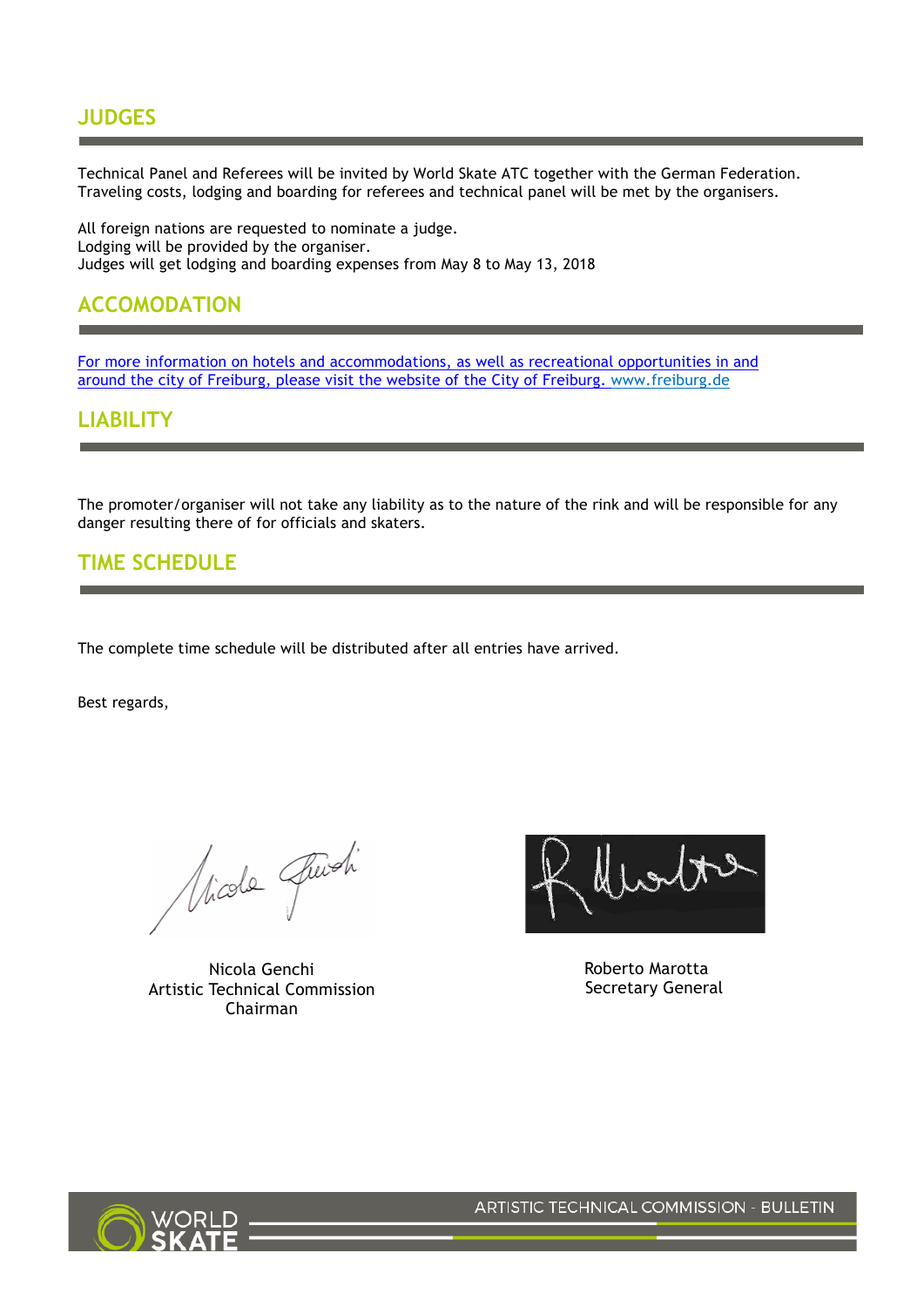## JUDGES

Technical Panel and Referees will be invited by World Skate ATC together with the German Federation. Traveling costs, lodging and boarding for referees and technical panel will be met by the organisers.

All foreign nations are requested to nominate a judge.
Lodging will be provided by the organiser.
Judges will get lodging and boarding expenses from May 8 to May 13, 2018

## ACCOMODATION

For more information on hotels and accommodations, as well as recreational opportunities in and around the city of Freiburg, please visit the website of the City of Freiburg. www.freiburg.de

## LIABILITY

The promoter/organiser will not take any liability as to the nature of the rink and will be responsible for any danger resulting there of for officials and skaters.

## TIME SCHEDULE

The complete time schedule will be distributed after all entries have arrived.

Best regards,

Nicola Genchi
Artistic Technical Commission
Chairman

Roberto Marotta
Secretary General